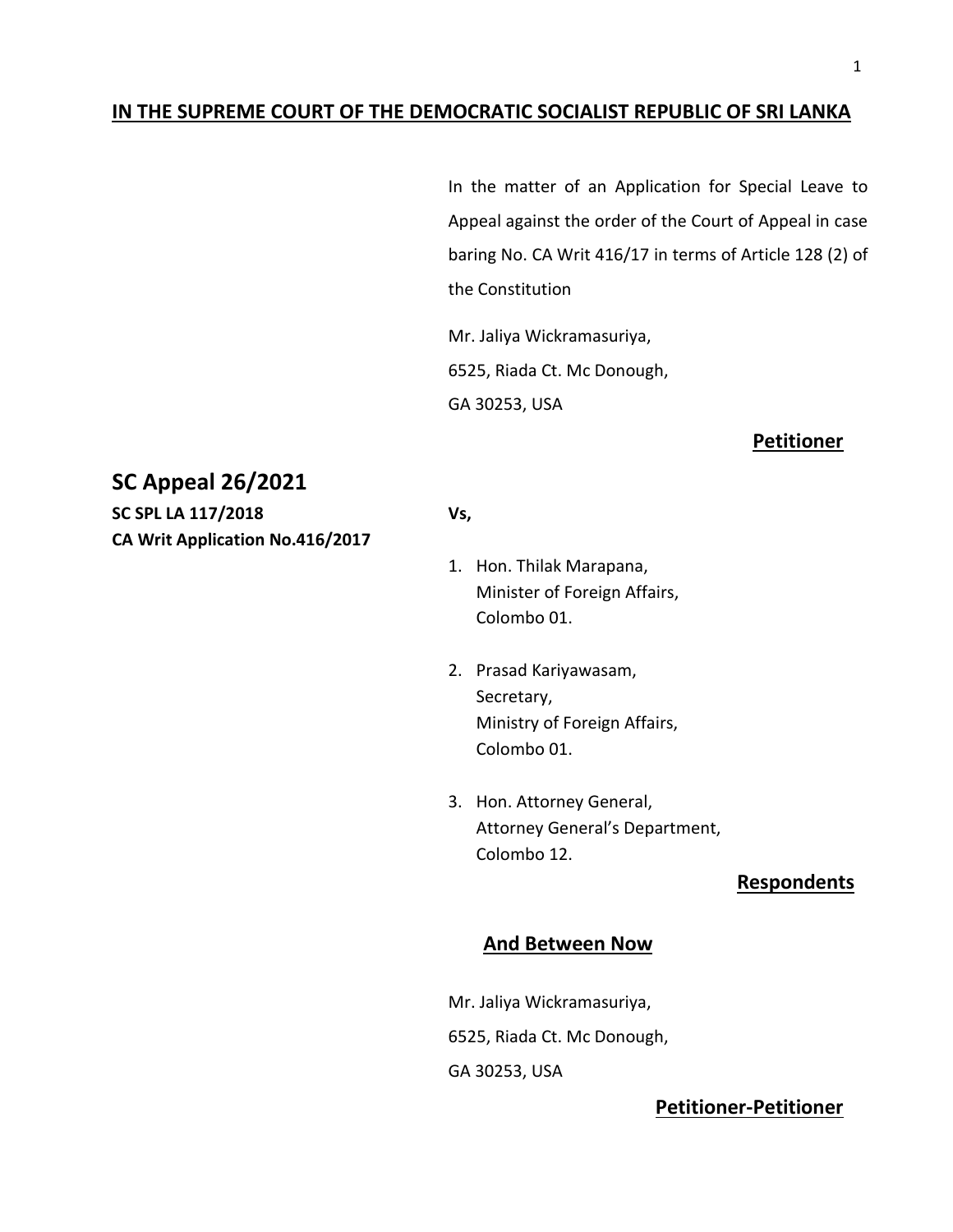**IN THE SUPREME COURT OF THE DEMOCRATIC SOCIALIST REPUBLIC OF SRI LANKA**

In the matter of an Application for Special Leave to Appeal against the order of the Court of Appeal in case baring No. CA Writ 416/17 in terms of Article 128 (2) of the Constitution

Mr. Jaliya Wickramasuriya,
6525, Riada Ct. Mc Donough,
GA 30253, USA

**Petitioner**

## SC Appeal 26/2021

**SC SPL LA 117/2018**
**CA Writ Application No.416/2017**

**Vs,**

1. Hon. Thilak Marapana,
   Minister of Foreign Affairs,
   Colombo 01.

2. Prasad Kariyawasam,
   Secretary,
   Ministry of Foreign Affairs,
   Colombo 01.

3. Hon. Attorney General,
   Attorney General's Department,
   Colombo 12.

**Respondents**

**And Between Now**

Mr. Jaliya Wickramasuriya,
6525, Riada Ct. Mc Donough,
GA 30253, USA

**Petitioner-Petitioner**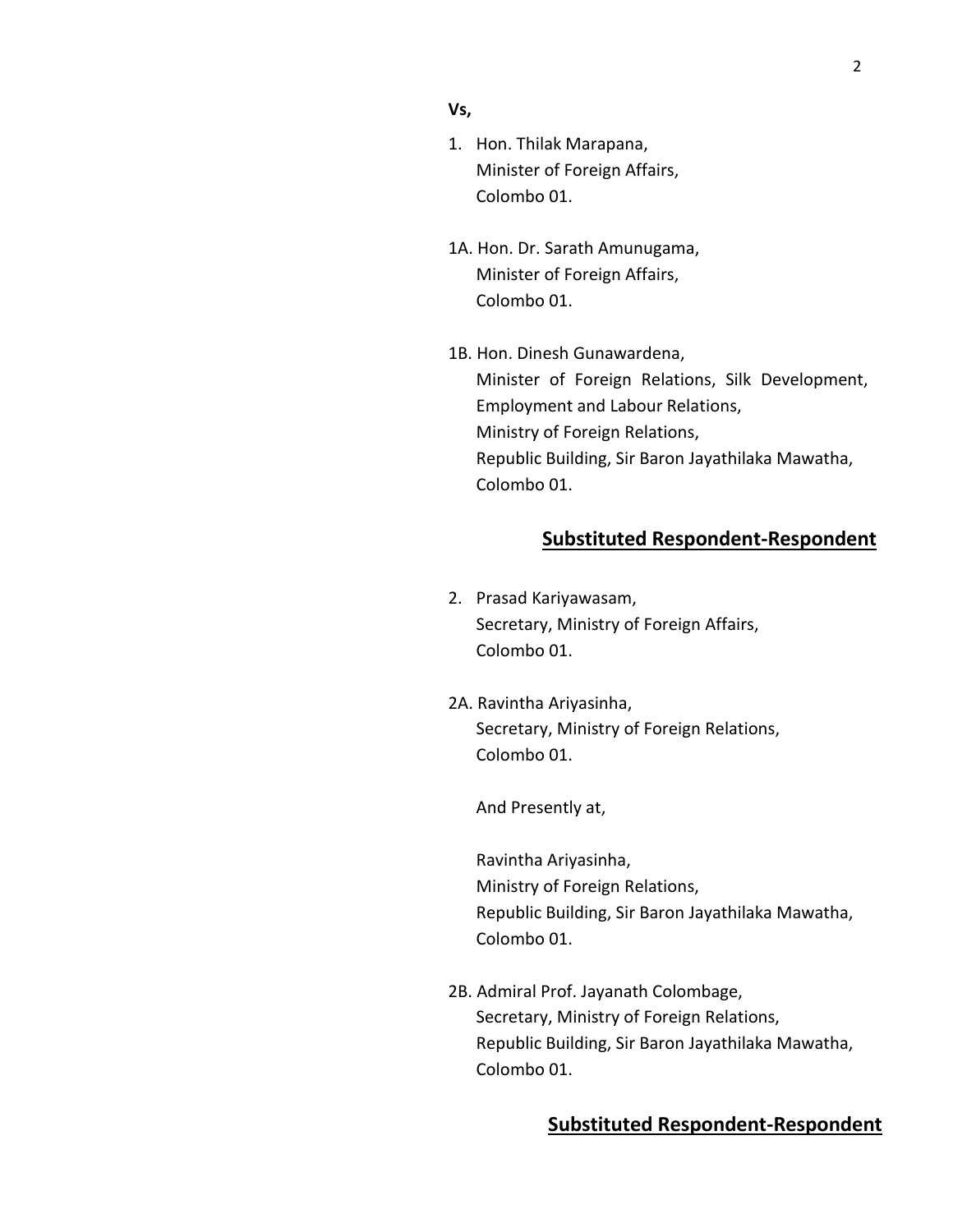**Vs,**

1. Hon. Thilak Marapana,
   Minister of Foreign Affairs,
   Colombo 01.

1A. Hon. Dr. Sarath Amunugama,
   Minister of Foreign Affairs,
   Colombo 01.

1B. Hon. Dinesh Gunawardena,
   Minister of Foreign Relations, Silk Development, Employment and Labour Relations,
   Ministry of Foreign Relations,
   Republic Building, Sir Baron Jayathilaka Mawatha,
   Colombo 01.

**Substituted Respondent-Respondent**

2. Prasad Kariyawasam,
   Secretary, Ministry of Foreign Affairs,
   Colombo 01.

2A. Ravintha Ariyasinha,
   Secretary, Ministry of Foreign Relations,
   Colombo 01.

   And Presently at,

   Ravintha Ariyasinha,
   Ministry of Foreign Relations,
   Republic Building, Sir Baron Jayathilaka Mawatha,
   Colombo 01.

2B. Admiral Prof. Jayanath Colombage,
   Secretary, Ministry of Foreign Relations,
   Republic Building, Sir Baron Jayathilaka Mawatha,
   Colombo 01.

**Substituted Respondent-Respondent**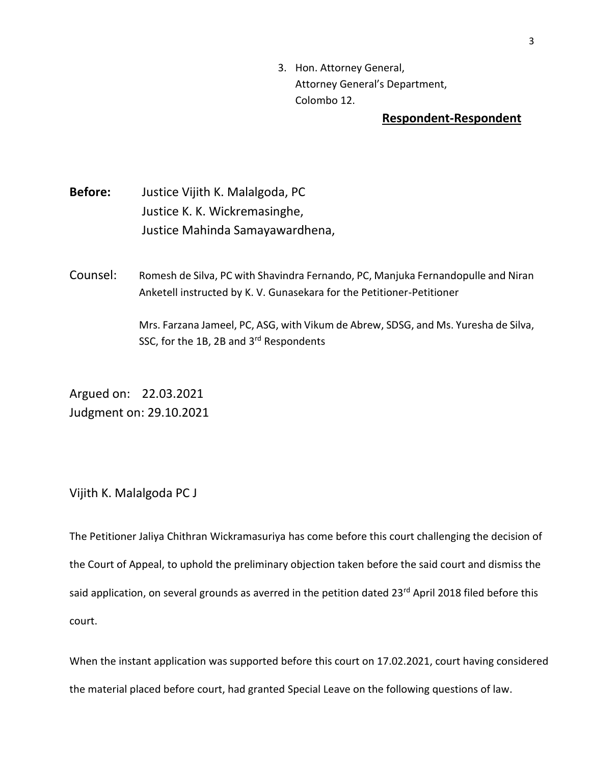3. Hon. Attorney General,
   Attorney General's Department,
   Colombo 12.

**Respondent-Respondent**

**Before:** Justice Vijith K. Malalgoda, PC
Justice K. K. Wickremasinghe,
Justice Mahinda Samayawardhena,

Counsel: Romesh de Silva, PC with Shavindra Fernando, PC, Manjuka Fernandopulle and Niran Anketell instructed by K. V. Gunasekara for the Petitioner-Petitioner

Mrs. Farzana Jameel, PC, ASG, with Vikum de Abrew, SDSG, and Ms. Yuresha de Silva, SSC, for the 1B, 2B and 3rd Respondents

Argued on: 22.03.2021
Judgment on: 29.10.2021

Vijith K. Malalgoda PC J

The Petitioner Jaliya Chithran Wickramasuriya has come before this court challenging the decision of the Court of Appeal, to uphold the preliminary objection taken before the said court and dismiss the said application, on several grounds as averred in the petition dated 23rd April 2018 filed before this court.

When the instant application was supported before this court on 17.02.2021, court having considered the material placed before court, had granted Special Leave on the following questions of law.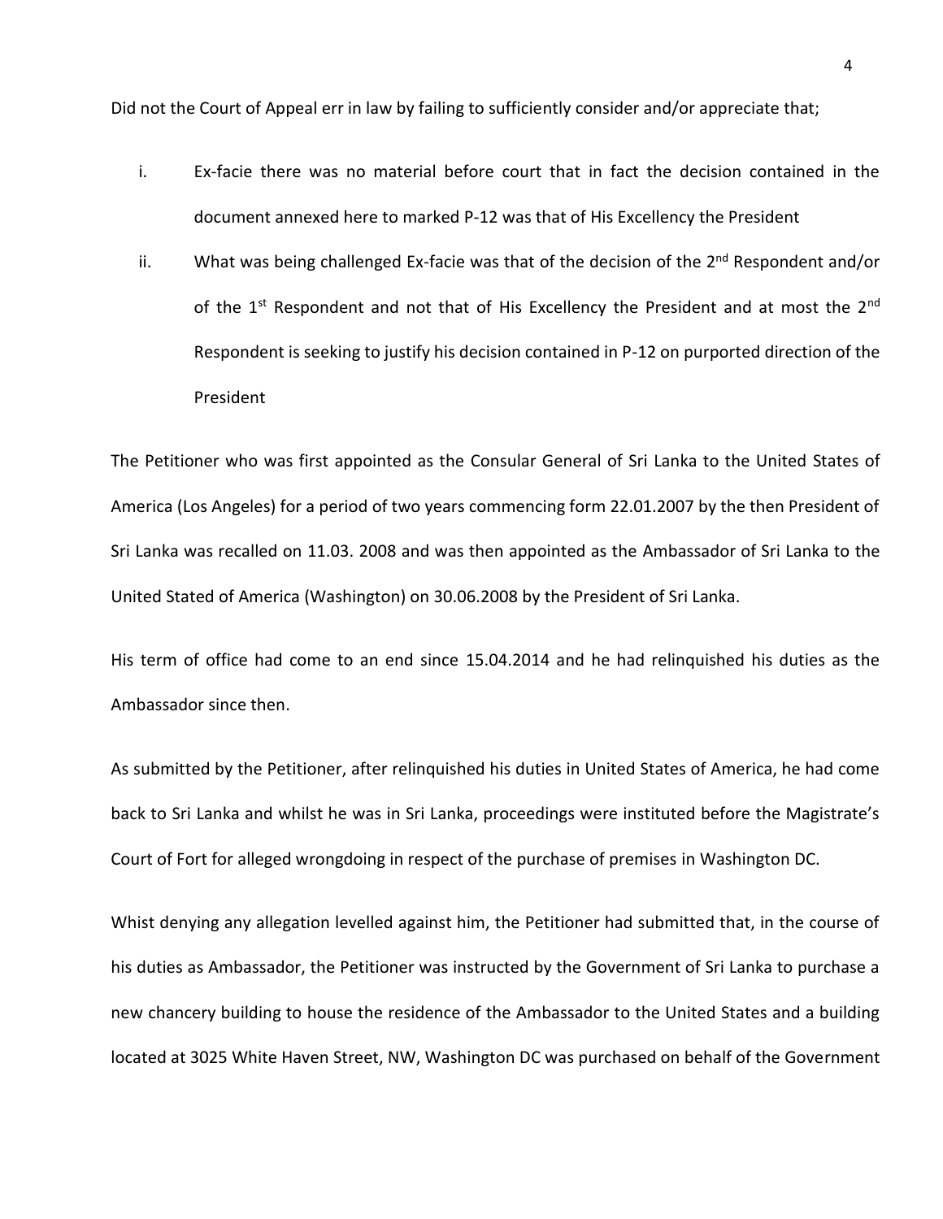Did not the Court of Appeal err in law by failing to sufficiently consider and/or appreciate that;

i. Ex-facie there was no material before court that in fact the decision contained in the document annexed here to marked P-12 was that of His Excellency the President

ii. What was being challenged Ex-facie was that of the decision of the 2nd Respondent and/or of the 1st Respondent and not that of His Excellency the President and at most the 2nd Respondent is seeking to justify his decision contained in P-12 on purported direction of the President

The Petitioner who was first appointed as the Consular General of Sri Lanka to the United States of America (Los Angeles) for a period of two years commencing form 22.01.2007 by the then President of Sri Lanka was recalled on 11.03. 2008 and was then appointed as the Ambassador of Sri Lanka to the United Stated of America (Washington) on 30.06.2008 by the President of Sri Lanka.

His term of office had come to an end since 15.04.2014 and he had relinquished his duties as the Ambassador since then.

As submitted by the Petitioner, after relinquished his duties in United States of America, he had come back to Sri Lanka and whilst he was in Sri Lanka, proceedings were instituted before the Magistrate's Court of Fort for alleged wrongdoing in respect of the purchase of premises in Washington DC.

Whist denying any allegation levelled against him, the Petitioner had submitted that, in the course of his duties as Ambassador, the Petitioner was instructed by the Government of Sri Lanka to purchase a new chancery building to house the residence of the Ambassador to the United States and a building located at 3025 White Haven Street, NW, Washington DC was purchased on behalf of the Government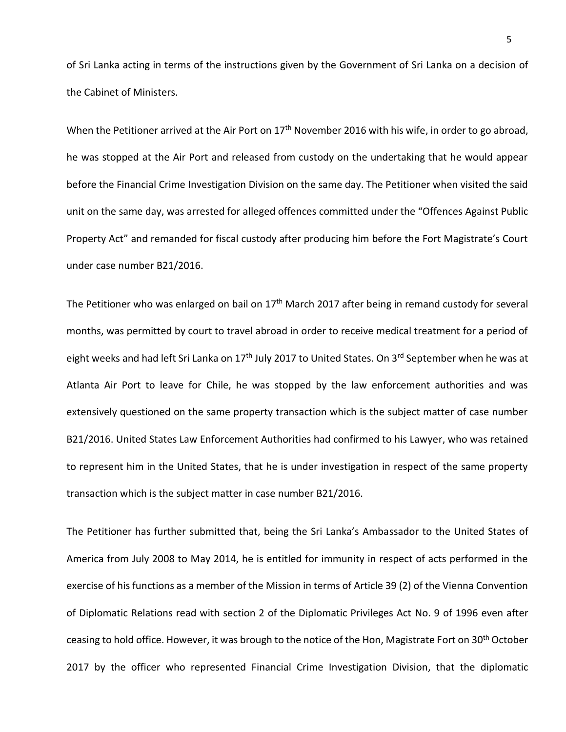of Sri Lanka acting in terms of the instructions given by the Government of Sri Lanka on a decision of the Cabinet of Ministers.

When the Petitioner arrived at the Air Port on 17th November 2016 with his wife, in order to go abroad, he was stopped at the Air Port and released from custody on the undertaking that he would appear before the Financial Crime Investigation Division on the same day. The Petitioner when visited the said unit on the same day, was arrested for alleged offences committed under the "Offences Against Public Property Act" and remanded for fiscal custody after producing him before the Fort Magistrate's Court under case number B21/2016.

The Petitioner who was enlarged on bail on 17th March 2017 after being in remand custody for several months, was permitted by court to travel abroad in order to receive medical treatment for a period of eight weeks and had left Sri Lanka on 17th July 2017 to United States. On 3rd September when he was at Atlanta Air Port to leave for Chile, he was stopped by the law enforcement authorities and was extensively questioned on the same property transaction which is the subject matter of case number B21/2016. United States Law Enforcement Authorities had confirmed to his Lawyer, who was retained to represent him in the United States, that he is under investigation in respect of the same property transaction which is the subject matter in case number B21/2016.

The Petitioner has further submitted that, being the Sri Lanka's Ambassador to the United States of America from July 2008 to May 2014, he is entitled for immunity in respect of acts performed in the exercise of his functions as a member of the Mission in terms of Article 39 (2) of the Vienna Convention of Diplomatic Relations read with section 2 of the Diplomatic Privileges Act No. 9 of 1996 even after ceasing to hold office. However, it was brough to the notice of the Hon, Magistrate Fort on 30th October 2017 by the officer who represented Financial Crime Investigation Division, that the diplomatic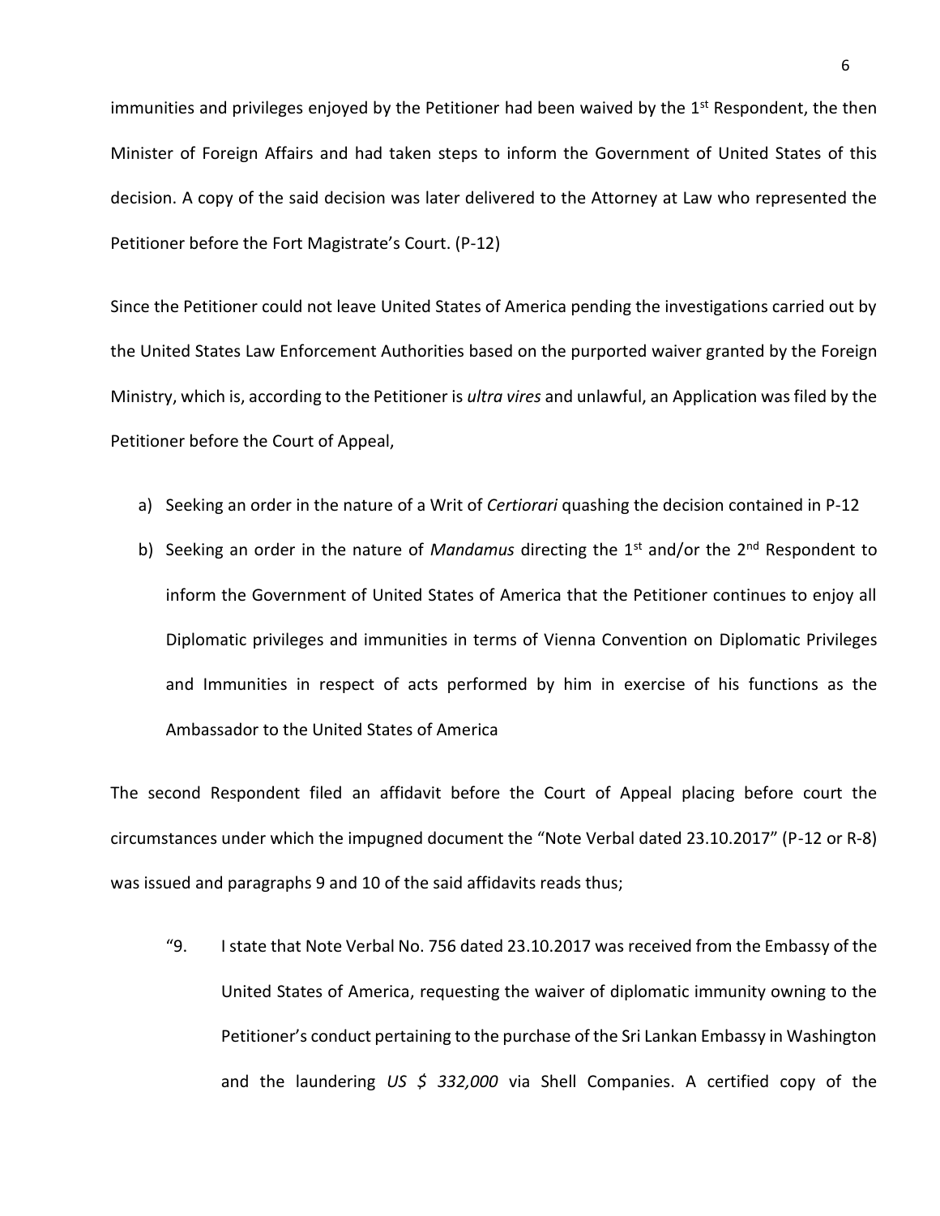immunities and privileges enjoyed by the Petitioner had been waived by the 1st Respondent, the then Minister of Foreign Affairs and had taken steps to inform the Government of United States of this decision. A copy of the said decision was later delivered to the Attorney at Law who represented the Petitioner before the Fort Magistrate's Court. (P-12)

Since the Petitioner could not leave United States of America pending the investigations carried out by the United States Law Enforcement Authorities based on the purported waiver granted by the Foreign Ministry, which is, according to the Petitioner is *ultra vires* and unlawful, an Application was filed by the Petitioner before the Court of Appeal,

a) Seeking an order in the nature of a Writ of *Certiorari* quashing the decision contained in P-12

b) Seeking an order in the nature of *Mandamus* directing the 1st and/or the 2nd Respondent to inform the Government of United States of America that the Petitioner continues to enjoy all Diplomatic privileges and immunities in terms of Vienna Convention on Diplomatic Privileges and Immunities in respect of acts performed by him in exercise of his functions as the Ambassador to the United States of America

The second Respondent filed an affidavit before the Court of Appeal placing before court the circumstances under which the impugned document the "Note Verbal dated 23.10.2017" (P-12 or R-8) was issued and paragraphs 9 and 10 of the said affidavits reads thus;

"9. I state that Note Verbal No. 756 dated 23.10.2017 was received from the Embassy of the United States of America, requesting the waiver of diplomatic immunity owning to the Petitioner's conduct pertaining to the purchase of the Sri Lankan Embassy in Washington and the laundering *US $ 332,000* via Shell Companies. A certified copy of the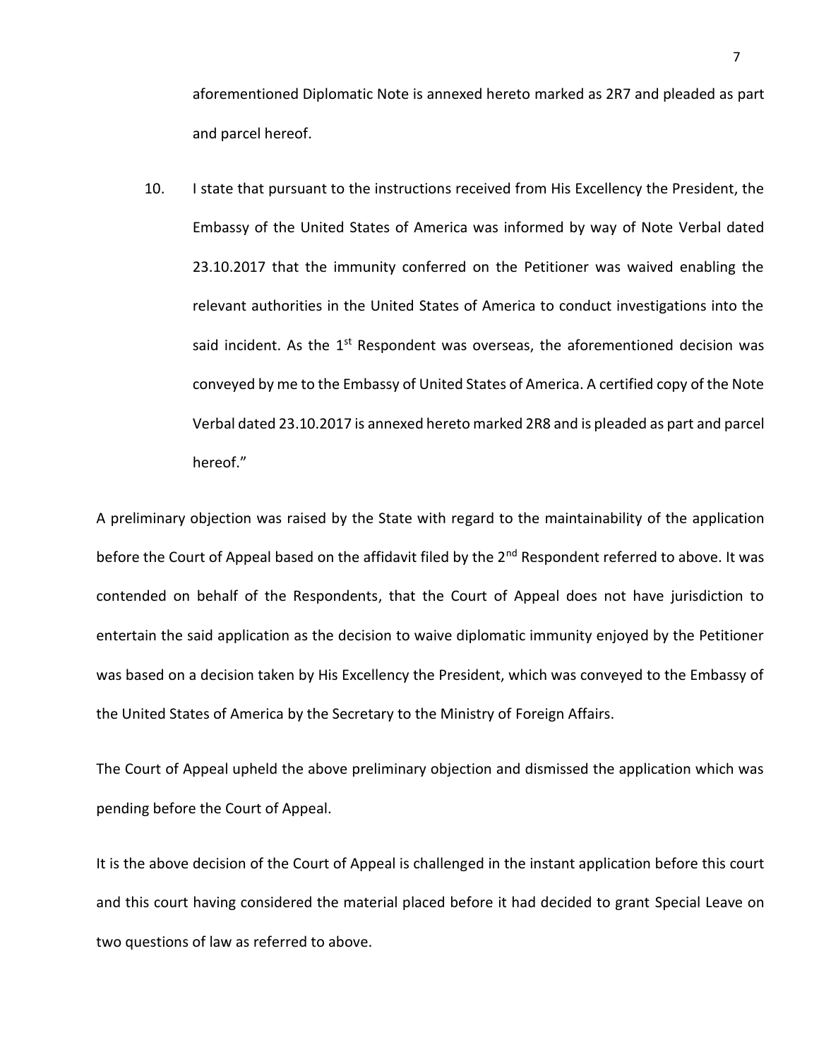aforementioned Diplomatic Note is annexed hereto marked as 2R7 and pleaded as part and parcel hereof.

10. I state that pursuant to the instructions received from His Excellency the President, the Embassy of the United States of America was informed by way of Note Verbal dated 23.10.2017 that the immunity conferred on the Petitioner was waived enabling the relevant authorities in the United States of America to conduct investigations into the said incident. As the 1st Respondent was overseas, the aforementioned decision was conveyed by me to the Embassy of United States of America. A certified copy of the Note Verbal dated 23.10.2017 is annexed hereto marked 2R8 and is pleaded as part and parcel hereof."

A preliminary objection was raised by the State with regard to the maintainability of the application before the Court of Appeal based on the affidavit filed by the 2nd Respondent referred to above. It was contended on behalf of the Respondents, that the Court of Appeal does not have jurisdiction to entertain the said application as the decision to waive diplomatic immunity enjoyed by the Petitioner was based on a decision taken by His Excellency the President, which was conveyed to the Embassy of the United States of America by the Secretary to the Ministry of Foreign Affairs.

The Court of Appeal upheld the above preliminary objection and dismissed the application which was pending before the Court of Appeal.

It is the above decision of the Court of Appeal is challenged in the instant application before this court and this court having considered the material placed before it had decided to grant Special Leave on two questions of law as referred to above.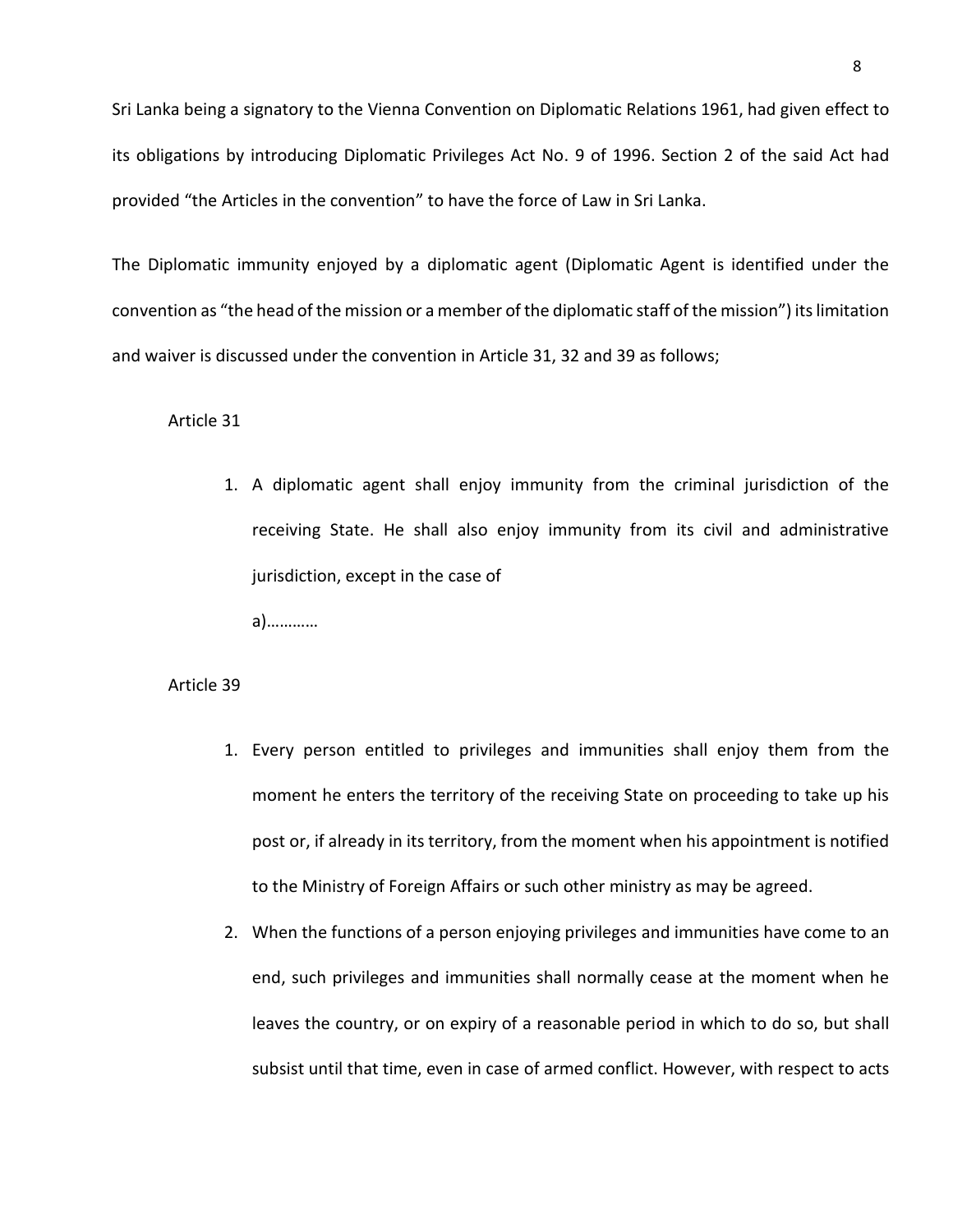Sri Lanka being a signatory to the Vienna Convention on Diplomatic Relations 1961, had given effect to its obligations by introducing Diplomatic Privileges Act No. 9 of 1996. Section 2 of the said Act had provided "the Articles in the convention" to have the force of Law in Sri Lanka.

The Diplomatic immunity enjoyed by a diplomatic agent (Diplomatic Agent is identified under the convention as "the head of the mission or a member of the diplomatic staff of the mission") its limitation and waiver is discussed under the convention in Article 31, 32 and 39 as follows;

Article 31

1. A diplomatic agent shall enjoy immunity from the criminal jurisdiction of the receiving State. He shall also enjoy immunity from its civil and administrative jurisdiction, except in the case of

   a)…………

Article 39

1. Every person entitled to privileges and immunities shall enjoy them from the moment he enters the territory of the receiving State on proceeding to take up his post or, if already in its territory, from the moment when his appointment is notified to the Ministry of Foreign Affairs or such other ministry as may be agreed.
2. When the functions of a person enjoying privileges and immunities have come to an end, such privileges and immunities shall normally cease at the moment when he leaves the country, or on expiry of a reasonable period in which to do so, but shall subsist until that time, even in case of armed conflict. However, with respect to acts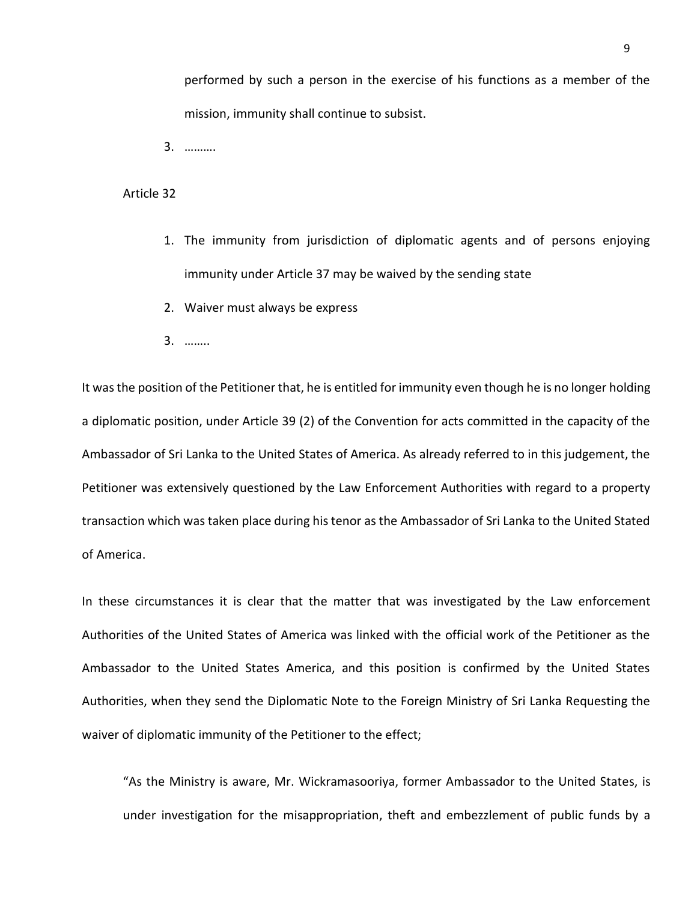performed by such a person in the exercise of his functions as a member of the mission, immunity shall continue to subsist.

3. ……….

Article 32

1. The immunity from jurisdiction of diplomatic agents and of persons enjoying immunity under Article 37 may be waived by the sending state
2. Waiver must always be express
3. ……..

It was the position of the Petitioner that, he is entitled for immunity even though he is no longer holding a diplomatic position, under Article 39 (2) of the Convention for acts committed in the capacity of the Ambassador of Sri Lanka to the United States of America. As already referred to in this judgement, the Petitioner was extensively questioned by the Law Enforcement Authorities with regard to a property transaction which was taken place during his tenor as the Ambassador of Sri Lanka to the United Stated of America.

In these circumstances it is clear that the matter that was investigated by the Law enforcement Authorities of the United States of America was linked with the official work of the Petitioner as the Ambassador to the United States America, and this position is confirmed by the United States Authorities, when they send the Diplomatic Note to the Foreign Ministry of Sri Lanka Requesting the waiver of diplomatic immunity of the Petitioner to the effect;

> "As the Ministry is aware, Mr. Wickramasooriya, former Ambassador to the United States, is under investigation for the misappropriation, theft and embezzlement of public funds by a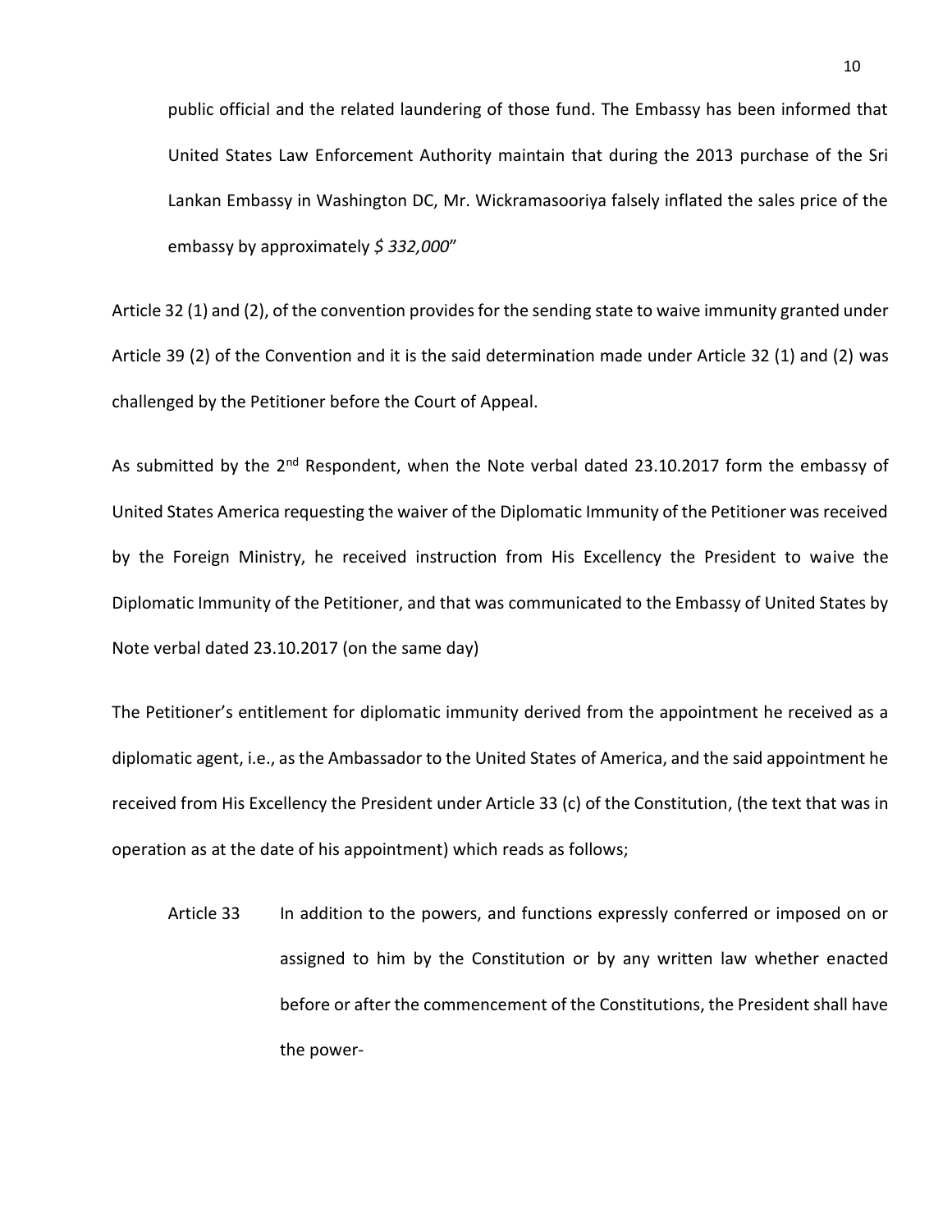public official and the related laundering of those fund. The Embassy has been informed that United States Law Enforcement Authority maintain that during the 2013 purchase of the Sri Lankan Embassy in Washington DC, Mr. Wickramasooriya falsely inflated the sales price of the embassy by approximately *$ 332,000*"

Article 32 (1) and (2), of the convention provides for the sending state to waive immunity granted under Article 39 (2) of the Convention and it is the said determination made under Article 32 (1) and (2) was challenged by the Petitioner before the Court of Appeal.

As submitted by the 2nd Respondent, when the Note verbal dated 23.10.2017 form the embassy of United States America requesting the waiver of the Diplomatic Immunity of the Petitioner was received by the Foreign Ministry, he received instruction from His Excellency the President to waive the Diplomatic Immunity of the Petitioner, and that was communicated to the Embassy of United States by Note verbal dated 23.10.2017 (on the same day)

The Petitioner's entitlement for diplomatic immunity derived from the appointment he received as a diplomatic agent, i.e., as the Ambassador to the United States of America, and the said appointment he received from His Excellency the President under Article 33 (c) of the Constitution, (the text that was in operation as at the date of his appointment) which reads as follows;

Article 33 In addition to the powers, and functions expressly conferred or imposed on or assigned to him by the Constitution or by any written law whether enacted before or after the commencement of the Constitutions, the President shall have the power-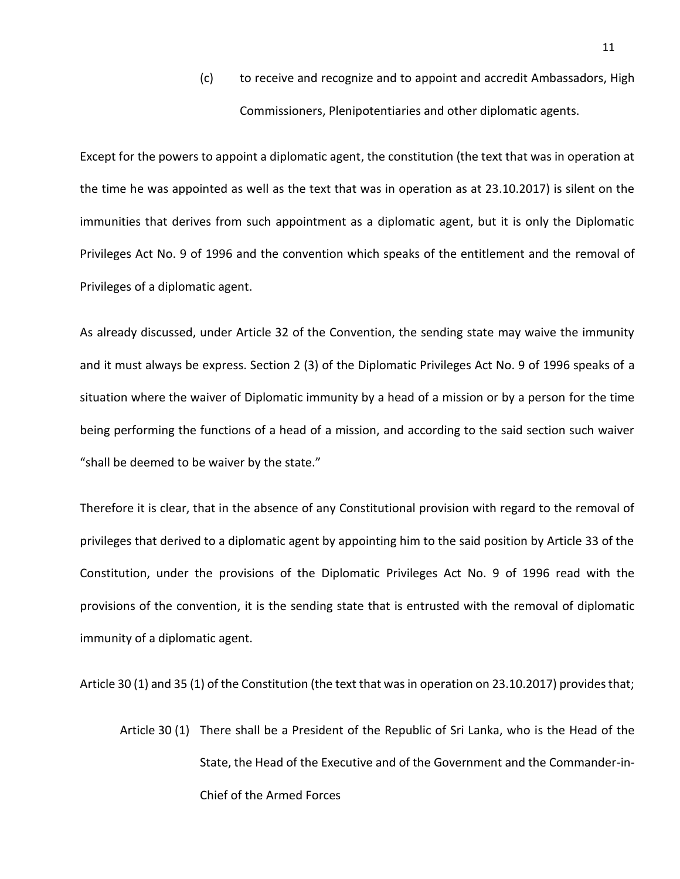(c) to receive and recognize and to appoint and accredit Ambassadors, High Commissioners, Plenipotentiaries and other diplomatic agents.

Except for the powers to appoint a diplomatic agent, the constitution (the text that was in operation at the time he was appointed as well as the text that was in operation as at 23.10.2017) is silent on the immunities that derives from such appointment as a diplomatic agent, but it is only the Diplomatic Privileges Act No. 9 of 1996 and the convention which speaks of the entitlement and the removal of Privileges of a diplomatic agent.

As already discussed, under Article 32 of the Convention, the sending state may waive the immunity and it must always be express. Section 2 (3) of the Diplomatic Privileges Act No. 9 of 1996 speaks of a situation where the waiver of Diplomatic immunity by a head of a mission or by a person for the time being performing the functions of a head of a mission, and according to the said section such waiver "shall be deemed to be waiver by the state."

Therefore it is clear, that in the absence of any Constitutional provision with regard to the removal of privileges that derived to a diplomatic agent by appointing him to the said position by Article 33 of the Constitution, under the provisions of the Diplomatic Privileges Act No. 9 of 1996 read with the provisions of the convention, it is the sending state that is entrusted with the removal of diplomatic immunity of a diplomatic agent.

Article 30 (1) and 35 (1) of the Constitution (the text that was in operation on 23.10.2017) provides that;

Article 30 (1) There shall be a President of the Republic of Sri Lanka, who is the Head of the State, the Head of the Executive and of the Government and the Commander-in-Chief of the Armed Forces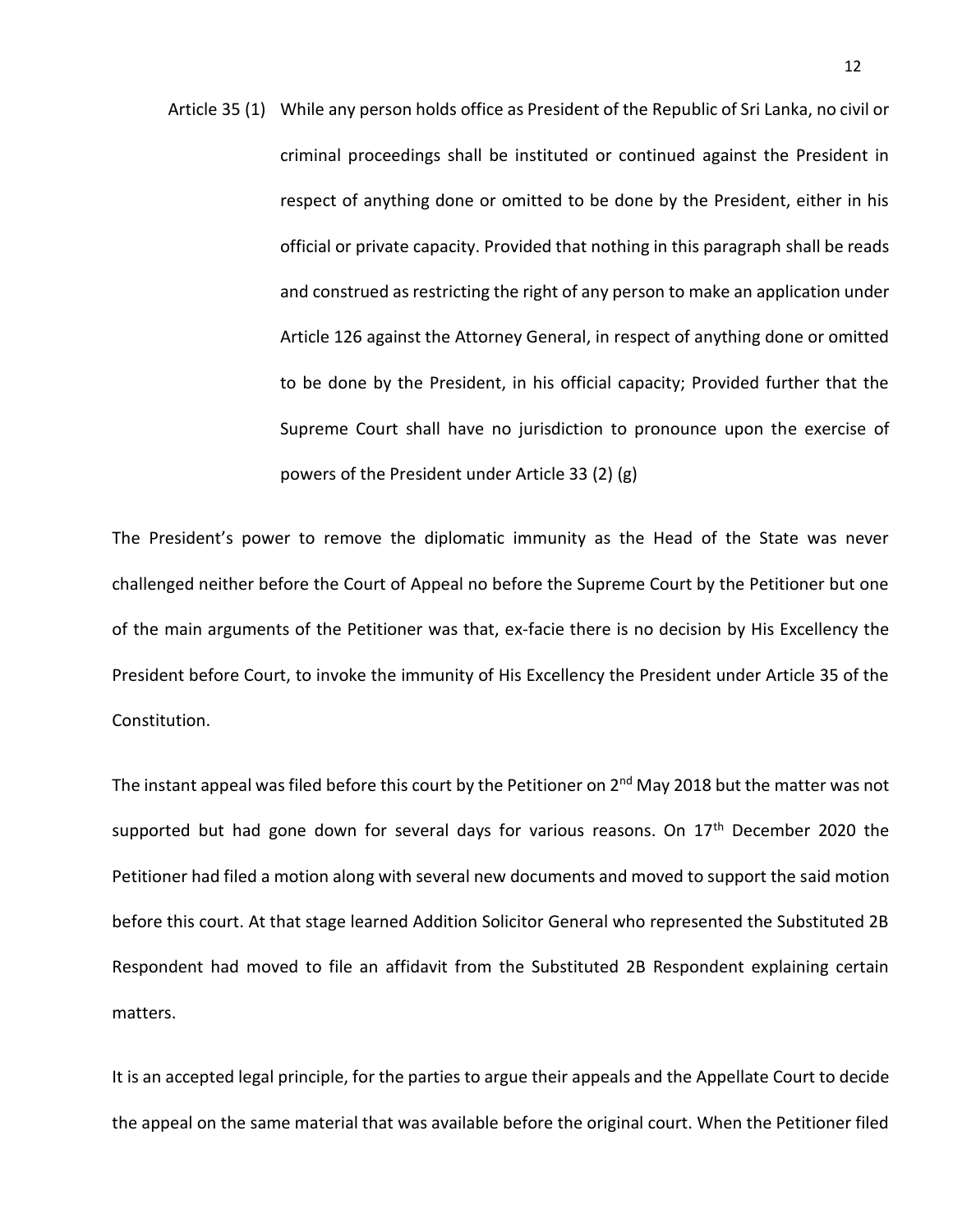Article 35 (1) While any person holds office as President of the Republic of Sri Lanka, no civil or criminal proceedings shall be instituted or continued against the President in respect of anything done or omitted to be done by the President, either in his official or private capacity. Provided that nothing in this paragraph shall be reads and construed as restricting the right of any person to make an application under Article 126 against the Attorney General, in respect of anything done or omitted to be done by the President, in his official capacity; Provided further that the Supreme Court shall have no jurisdiction to pronounce upon the exercise of powers of the President under Article 33 (2) (g)

The President's power to remove the diplomatic immunity as the Head of the State was never challenged neither before the Court of Appeal no before the Supreme Court by the Petitioner but one of the main arguments of the Petitioner was that, ex-facie there is no decision by His Excellency the President before Court, to invoke the immunity of His Excellency the President under Article 35 of the Constitution.

The instant appeal was filed before this court by the Petitioner on 2nd May 2018 but the matter was not supported but had gone down for several days for various reasons. On 17th December 2020 the Petitioner had filed a motion along with several new documents and moved to support the said motion before this court. At that stage learned Addition Solicitor General who represented the Substituted 2B Respondent had moved to file an affidavit from the Substituted 2B Respondent explaining certain matters.

It is an accepted legal principle, for the parties to argue their appeals and the Appellate Court to decide the appeal on the same material that was available before the original court. When the Petitioner filed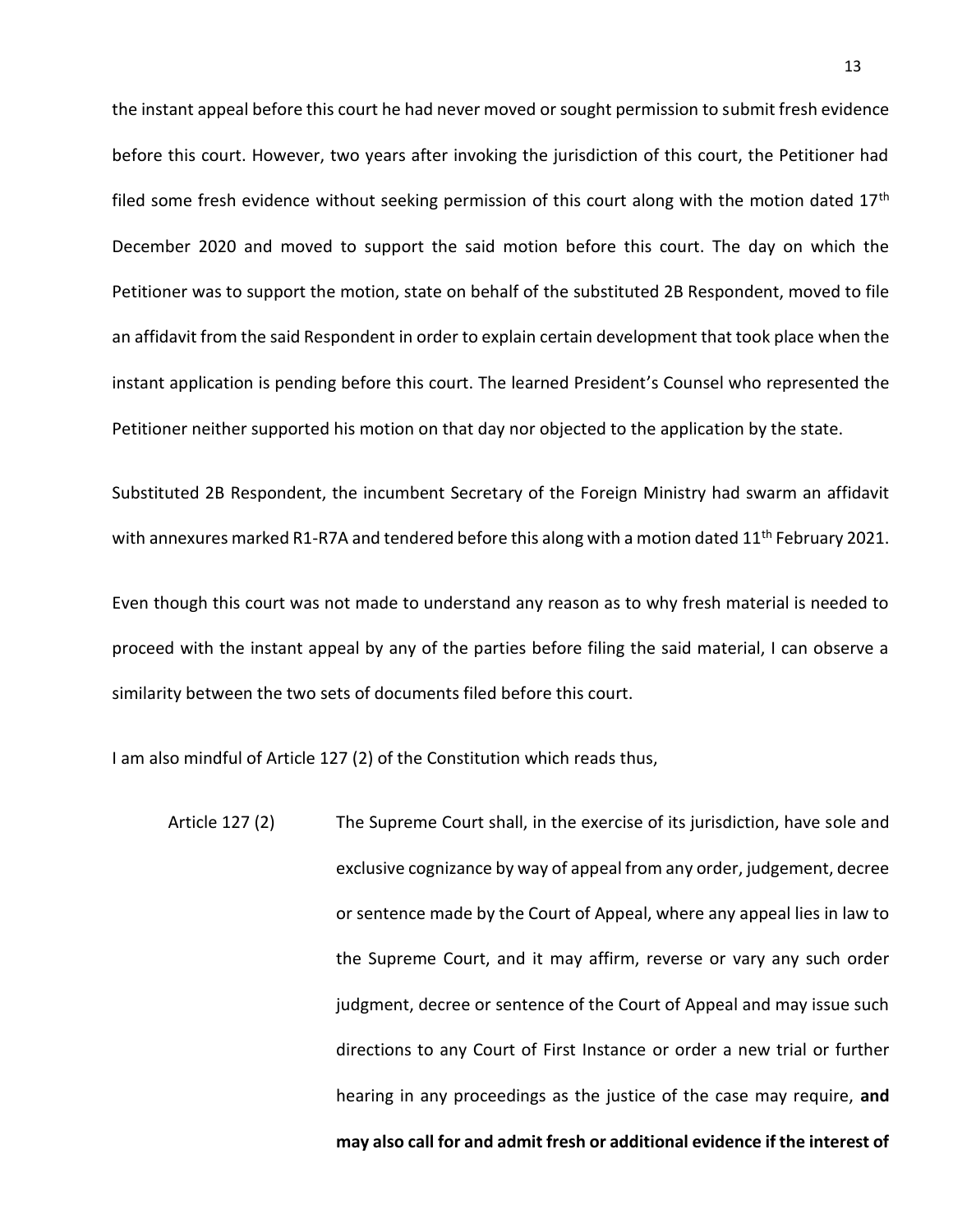the instant appeal before this court he had never moved or sought permission to submit fresh evidence before this court. However, two years after invoking the jurisdiction of this court, the Petitioner had filed some fresh evidence without seeking permission of this court along with the motion dated 17th December 2020 and moved to support the said motion before this court. The day on which the Petitioner was to support the motion, state on behalf of the substituted 2B Respondent, moved to file an affidavit from the said Respondent in order to explain certain development that took place when the instant application is pending before this court. The learned President's Counsel who represented the Petitioner neither supported his motion on that day nor objected to the application by the state.

Substituted 2B Respondent, the incumbent Secretary of the Foreign Ministry had swarm an affidavit with annexures marked R1-R7A and tendered before this along with a motion dated 11th February 2021.

Even though this court was not made to understand any reason as to why fresh material is needed to proceed with the instant appeal by any of the parties before filing the said material, I can observe a similarity between the two sets of documents filed before this court.

I am also mindful of Article 127 (2) of the Constitution which reads thus,

> Article 127 (2) The Supreme Court shall, in the exercise of its jurisdiction, have sole and exclusive cognizance by way of appeal from any order, judgement, decree or sentence made by the Court of Appeal, where any appeal lies in law to the Supreme Court, and it may affirm, reverse or vary any such order judgment, decree or sentence of the Court of Appeal and may issue such directions to any Court of First Instance or order a new trial or further hearing in any proceedings as the justice of the case may require, **and may also call for and admit fresh or additional evidence if the interest of**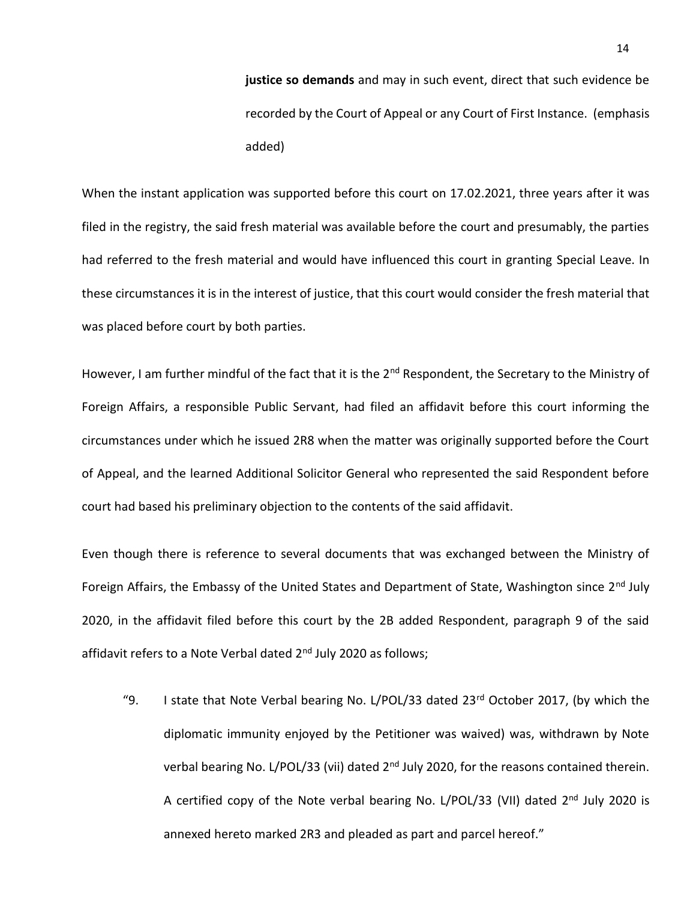> **justice so demands** and may in such event, direct that such evidence be recorded by the Court of Appeal or any Court of First Instance. (emphasis added)

When the instant application was supported before this court on 17.02.2021, three years after it was filed in the registry, the said fresh material was available before the court and presumably, the parties had referred to the fresh material and would have influenced this court in granting Special Leave. In these circumstances it is in the interest of justice, that this court would consider the fresh material that was placed before court by both parties.

However, I am further mindful of the fact that it is the 2nd Respondent, the Secretary to the Ministry of Foreign Affairs, a responsible Public Servant, had filed an affidavit before this court informing the circumstances under which he issued 2R8 when the matter was originally supported before the Court of Appeal, and the learned Additional Solicitor General who represented the said Respondent before court had based his preliminary objection to the contents of the said affidavit.

Even though there is reference to several documents that was exchanged between the Ministry of Foreign Affairs, the Embassy of the United States and Department of State, Washington since 2nd July 2020, in the affidavit filed before this court by the 2B added Respondent, paragraph 9 of the said affidavit refers to a Note Verbal dated 2nd July 2020 as follows;

> "9. I state that Note Verbal bearing No. L/POL/33 dated 23rd October 2017, (by which the diplomatic immunity enjoyed by the Petitioner was waived) was, withdrawn by Note verbal bearing No. L/POL/33 (vii) dated 2nd July 2020, for the reasons contained therein. A certified copy of the Note verbal bearing No. L/POL/33 (VII) dated 2nd July 2020 is annexed hereto marked 2R3 and pleaded as part and parcel hereof."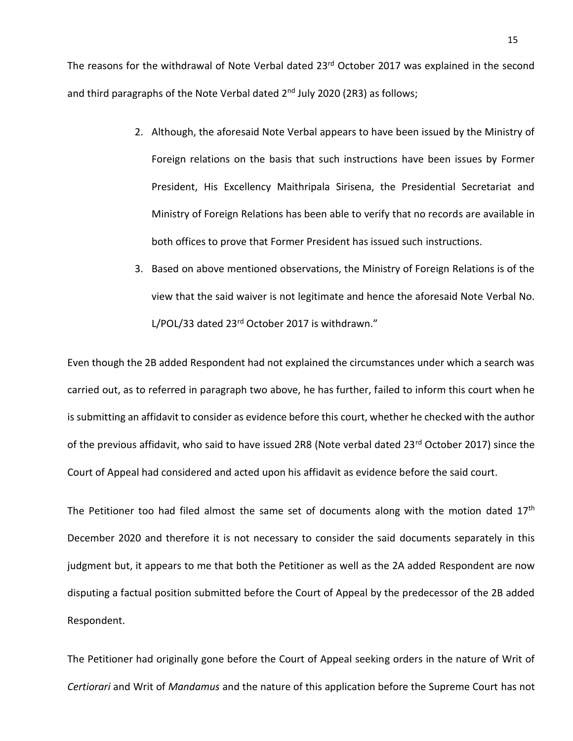The reasons for the withdrawal of Note Verbal dated 23rd October 2017 was explained in the second and third paragraphs of the Note Verbal dated 2nd July 2020 (2R3) as follows;

> 2. Although, the aforesaid Note Verbal appears to have been issued by the Ministry of Foreign relations on the basis that such instructions have been issues by Former President, His Excellency Maithripala Sirisena, the Presidential Secretariat and Ministry of Foreign Relations has been able to verify that no records are available in both offices to prove that Former President has issued such instructions.
>
> 3. Based on above mentioned observations, the Ministry of Foreign Relations is of the view that the said waiver is not legitimate and hence the aforesaid Note Verbal No. L/POL/33 dated 23rd October 2017 is withdrawn."

Even though the 2B added Respondent had not explained the circumstances under which a search was carried out, as to referred in paragraph two above, he has further, failed to inform this court when he is submitting an affidavit to consider as evidence before this court, whether he checked with the author of the previous affidavit, who said to have issued 2R8 (Note verbal dated 23rd October 2017) since the Court of Appeal had considered and acted upon his affidavit as evidence before the said court.

The Petitioner too had filed almost the same set of documents along with the motion dated 17th December 2020 and therefore it is not necessary to consider the said documents separately in this judgment but, it appears to me that both the Petitioner as well as the 2A added Respondent are now disputing a factual position submitted before the Court of Appeal by the predecessor of the 2B added Respondent.

The Petitioner had originally gone before the Court of Appeal seeking orders in the nature of Writ of *Certiorari* and Writ of *Mandamus* and the nature of this application before the Supreme Court has not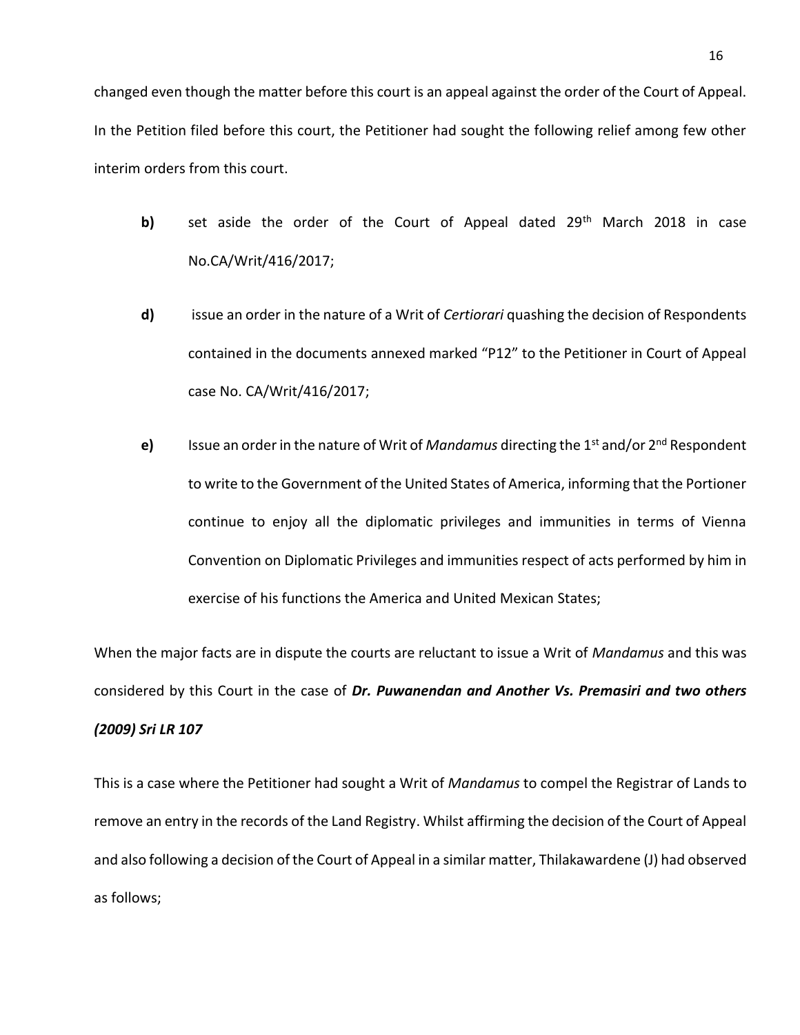changed even though the matter before this court is an appeal against the order of the Court of Appeal. In the Petition filed before this court, the Petitioner had sought the following relief among few other interim orders from this court.

**b)** set aside the order of the Court of Appeal dated 29th March 2018 in case No.CA/Writ/416/2017;

**d)** issue an order in the nature of a Writ of *Certiorari* quashing the decision of Respondents contained in the documents annexed marked "P12" to the Petitioner in Court of Appeal case No. CA/Writ/416/2017;

**e)** Issue an order in the nature of Writ of *Mandamus* directing the 1st and/or 2nd Respondent to write to the Government of the United States of America, informing that the Portioner continue to enjoy all the diplomatic privileges and immunities in terms of Vienna Convention on Diplomatic Privileges and immunities respect of acts performed by him in exercise of his functions the America and United Mexican States;

When the major facts are in dispute the courts are reluctant to issue a Writ of *Mandamus* and this was considered by this Court in the case of ***Dr. Puwanendan and Another Vs. Premasiri and two others (2009) Sri LR 107***

This is a case where the Petitioner had sought a Writ of *Mandamus* to compel the Registrar of Lands to remove an entry in the records of the Land Registry. Whilst affirming the decision of the Court of Appeal and also following a decision of the Court of Appeal in a similar matter, Thilakawardene (J) had observed as follows;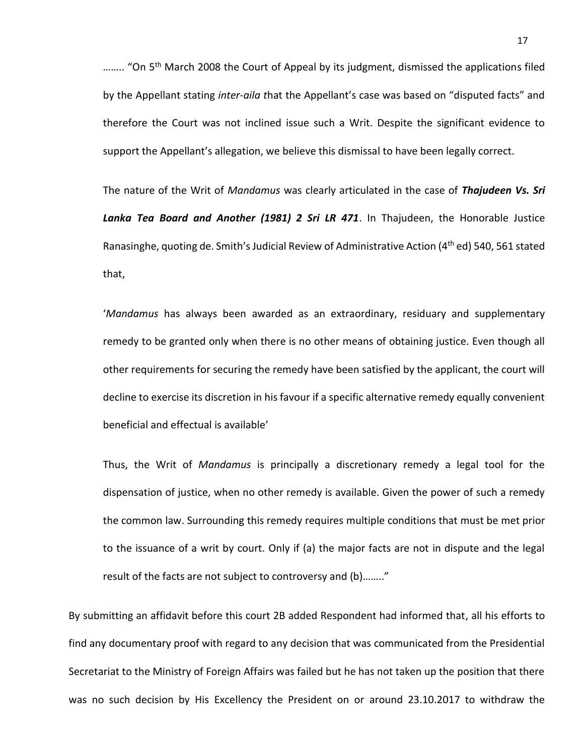…….. "On 5th March 2008 the Court of Appeal by its judgment, dismissed the applications filed by the Appellant stating *inter-aila t*hat the Appellant's case was based on "disputed facts" and therefore the Court was not inclined issue such a Writ. Despite the significant evidence to support the Appellant's allegation, we believe this dismissal to have been legally correct.

The nature of the Writ of *Mandamus* was clearly articulated in the case of ***Thajudeen Vs. Sri Lanka Tea Board and Another (1981) 2 Sri LR 471***. In Thajudeen, the Honorable Justice Ranasinghe, quoting de. Smith's Judicial Review of Administrative Action (4th ed) 540, 561 stated that,

'*Mandamus* has always been awarded as an extraordinary, residuary and supplementary remedy to be granted only when there is no other means of obtaining justice. Even though all other requirements for securing the remedy have been satisfied by the applicant, the court will decline to exercise its discretion in his favour if a specific alternative remedy equally convenient beneficial and effectual is available'

Thus, the Writ of *Mandamus* is principally a discretionary remedy a legal tool for the dispensation of justice, when no other remedy is available. Given the power of such a remedy the common law. Surrounding this remedy requires multiple conditions that must be met prior to the issuance of a writ by court. Only if (a) the major facts are not in dispute and the legal result of the facts are not subject to controversy and (b)…….."

By submitting an affidavit before this court 2B added Respondent had informed that, all his efforts to find any documentary proof with regard to any decision that was communicated from the Presidential Secretariat to the Ministry of Foreign Affairs was failed but he has not taken up the position that there was no such decision by His Excellency the President on or around 23.10.2017 to withdraw the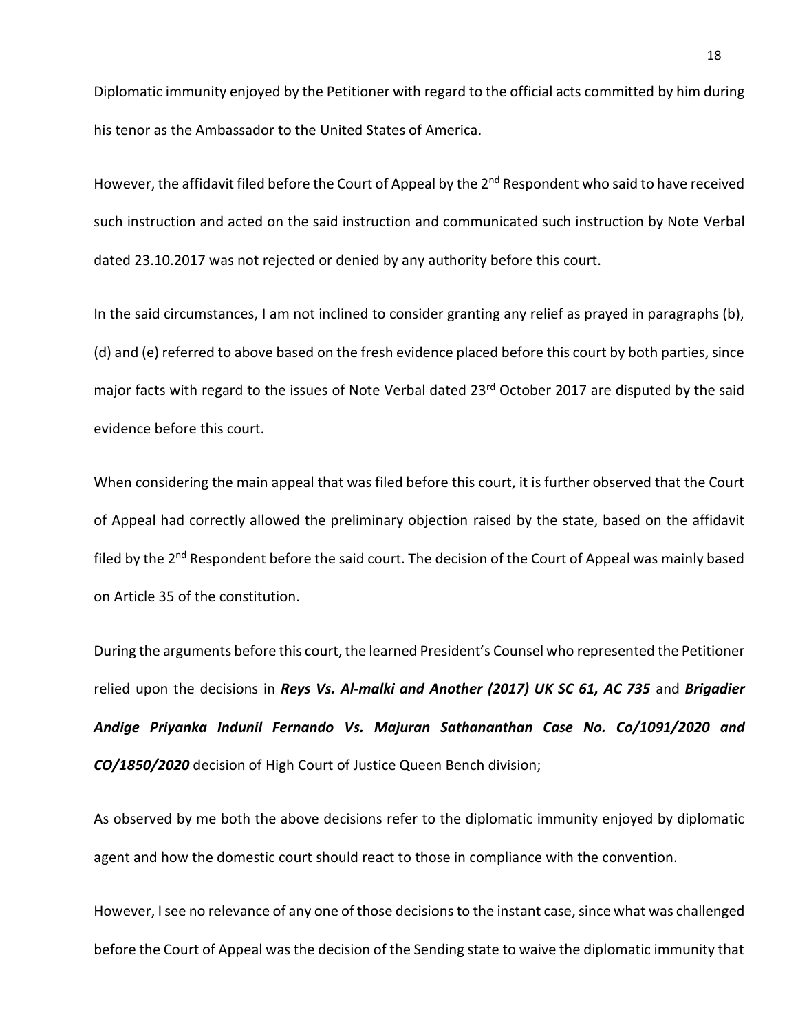Diplomatic immunity enjoyed by the Petitioner with regard to the official acts committed by him during his tenor as the Ambassador to the United States of America.

However, the affidavit filed before the Court of Appeal by the 2nd Respondent who said to have received such instruction and acted on the said instruction and communicated such instruction by Note Verbal dated 23.10.2017 was not rejected or denied by any authority before this court.

In the said circumstances, I am not inclined to consider granting any relief as prayed in paragraphs (b), (d) and (e) referred to above based on the fresh evidence placed before this court by both parties, since major facts with regard to the issues of Note Verbal dated 23rd October 2017 are disputed by the said evidence before this court.

When considering the main appeal that was filed before this court, it is further observed that the Court of Appeal had correctly allowed the preliminary objection raised by the state, based on the affidavit filed by the 2nd Respondent before the said court. The decision of the Court of Appeal was mainly based on Article 35 of the constitution.

During the arguments before this court, the learned President's Counsel who represented the Petitioner relied upon the decisions in ***Reys Vs. Al-malki and Another (2017) UK SC 61, AC 735*** and ***Brigadier Andige Priyanka Indunil Fernando Vs. Majuran Sathananthan Case No. Co/1091/2020 and CO/1850/2020*** decision of High Court of Justice Queen Bench division;

As observed by me both the above decisions refer to the diplomatic immunity enjoyed by diplomatic agent and how the domestic court should react to those in compliance with the convention.

However, I see no relevance of any one of those decisions to the instant case, since what was challenged before the Court of Appeal was the decision of the Sending state to waive the diplomatic immunity that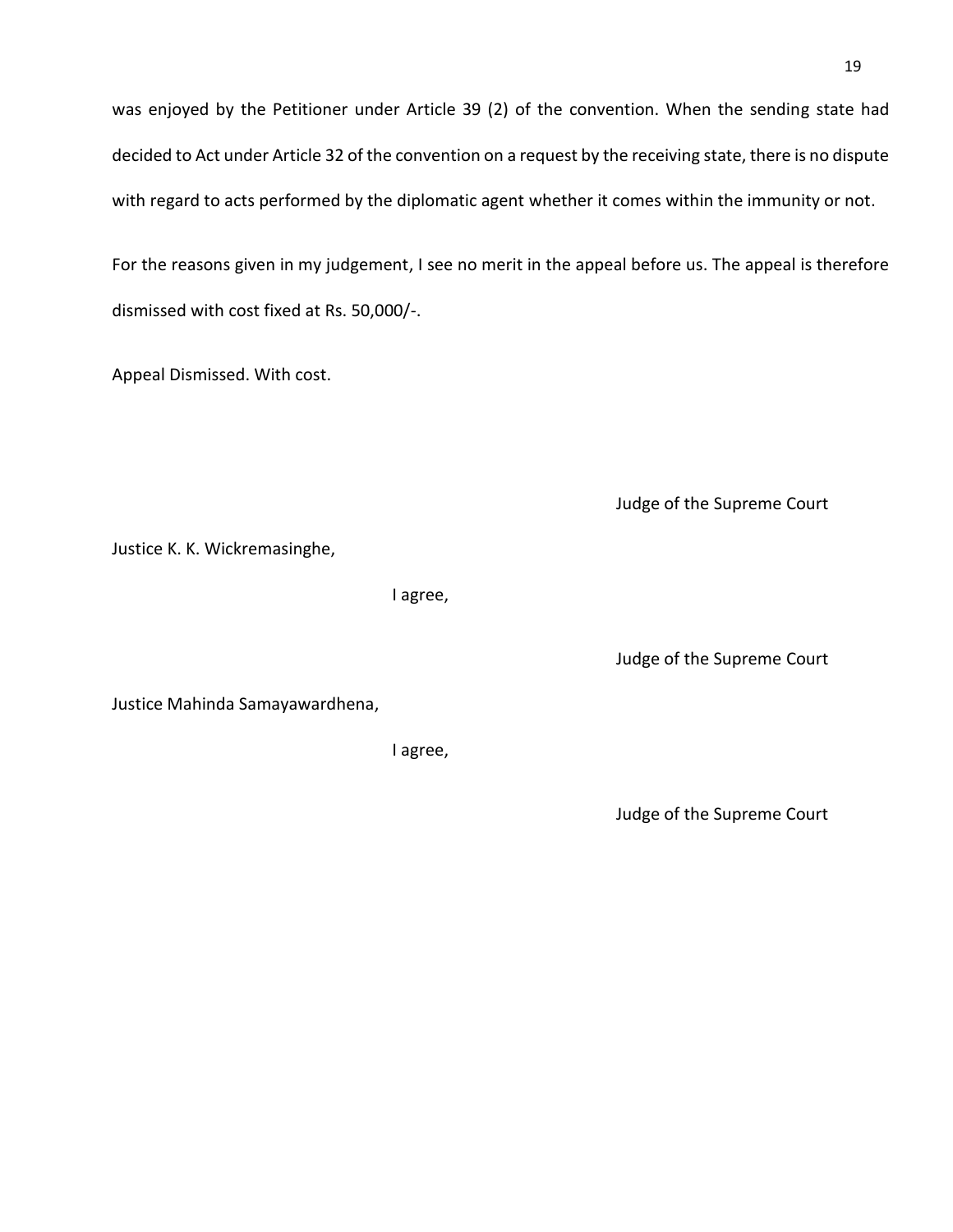was enjoyed by the Petitioner under Article 39 (2) of the convention. When the sending state had decided to Act under Article 32 of the convention on a request by the receiving state, there is no dispute with regard to acts performed by the diplomatic agent whether it comes within the immunity or not.

For the reasons given in my judgement, I see no merit in the appeal before us. The appeal is therefore dismissed with cost fixed at Rs. 50,000/-.

Appeal Dismissed. With cost.

Judge of the Supreme Court

Justice K. K. Wickremasinghe,

I agree,

Judge of the Supreme Court

Justice Mahinda Samayawardhena,

I agree,

Judge of the Supreme Court